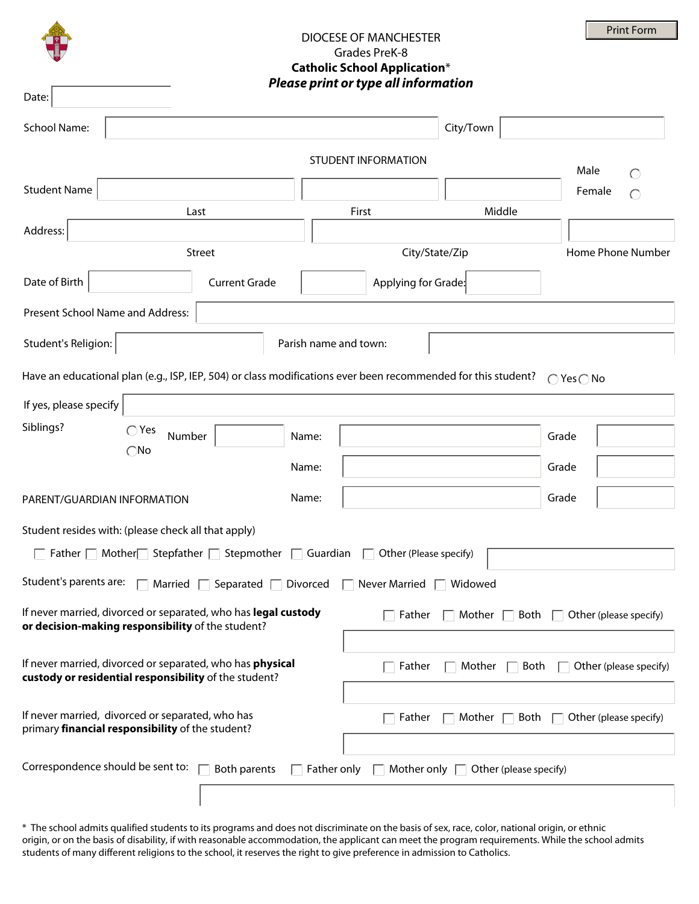DIOCESE OF MANCHESTER

Grades PreK-8

**Catholic School Application***

***Please print or type all information***

Date: ____________

School Name: ____________ City/Town ____________

STUDENT INFORMATION

Student Name ____________ (Last) ____________ (First) ____________ (Middle) ○ Male ○ Female

Address: ____________ (Street) ____________ (City/State/Zip) ____________ (Home Phone Number)

Date of Birth ____________ Current Grade ____________ Applying for Grade: ____________

Present School Name and Address: ____________

Student's Religion: ____________ Parish name and town: ____________

Have an educational plan (e.g., ISP, IEP, 504) or class modifications ever been recommended for this student? ○ Yes ○ No

If yes, please specify ____________

Siblings? ○ Yes ○ No Number ____________

Name: ____________ Grade ____________

Name: ____________ Grade ____________

Name: ____________ Grade ____________

PARENT/GUARDIAN INFORMATION

Student resides with: (please check all that apply)

☐ Father ☐ Mother ☐ Stepfather ☐ Stepmother ☐ Guardian ☐ Other (Please specify) ____________

Student's parents are: ☐ Married ☐ Separated ☐ Divorced ☐ Never Married ☐ Widowed

If never married, divorced or separated, who has **legal custody or decision-making responsibility** of the student? ☐ Father ☐ Mother ☐ Both ☐ Other (please specify) ____________

If never married, divorced or separated, who has **physical custody or residential responsibility** of the student? ☐ Father ☐ Mother ☐ Both ☐ Other (please specify) ____________

If never married, divorced or separated, who has primary **financial responsibility** of the student? ☐ Father ☐ Mother ☐ Both ☐ Other (please specify) ____________

Correspondence should be sent to: ☐ Both parents ☐ Father only ☐ Mother only ☐ Other (please specify) ____________

* The school admits qualified students to its programs and does not discriminate on the basis of sex, race, color, national origin, or ethnic origin, or on the basis of disability, if with reasonable accommodation, the applicant can meet the program requirements. While the school admits students of many different religions to the school, it reserves the right to give preference in admission to Catholics.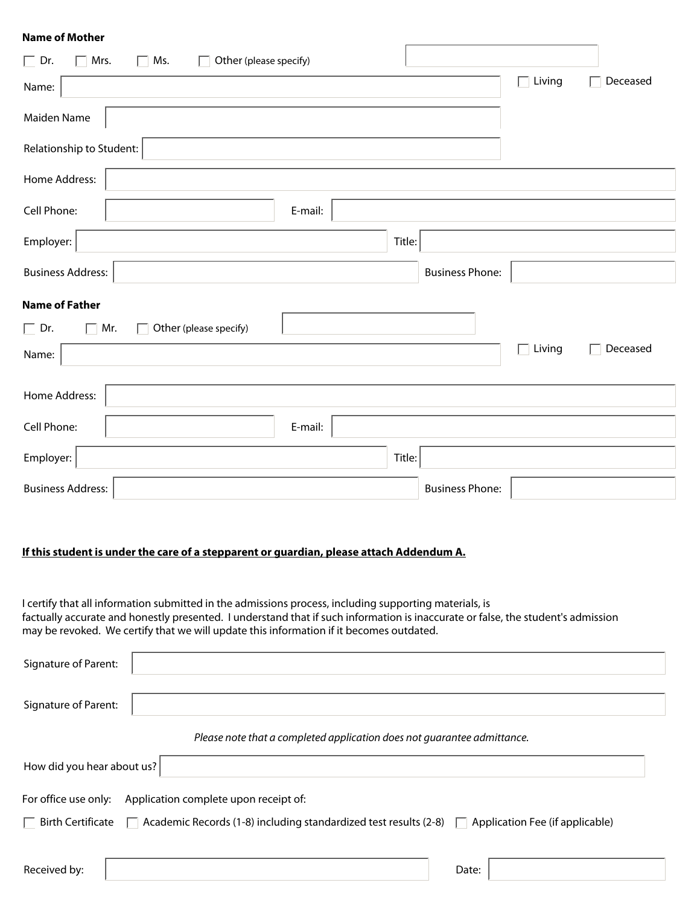**Name of Mother**

☐ Dr. ☐ Mrs. ☐ Ms. ☐ Other (please specify)

Name: ☐ Living ☐ Deceased

Maiden Name

Relationship to Student:

Home Address:

Cell Phone: E-mail:

Employer: Title:

Business Address: Business Phone:

**Name of Father**

☐ Dr. ☐ Mr. ☐ Other (please specify)

Name: ☐ Living ☐ Deceased

Home Address:

Cell Phone: E-mail:

Employer: Title:

Business Address: Business Phone:

**<u>If this student is under the care of a stepparent or guardian, please attach Addendum A.</u>**

I certify that all information submitted in the admissions process, including supporting materials, is factually accurate and honestly presented. I understand that if such information is inaccurate or false, the student's admission may be revoked. We certify that we will update this information if it becomes outdated.

Signature of Parent:

Signature of Parent:

*Please note that a completed application does not guarantee admittance.*

How did you hear about us?

For office use only: Application complete upon receipt of:

☐ Birth Certificate ☐ Academic Records (1-8) including standardized test results (2-8) ☐ Application Fee (if applicable)

Received by: Date: